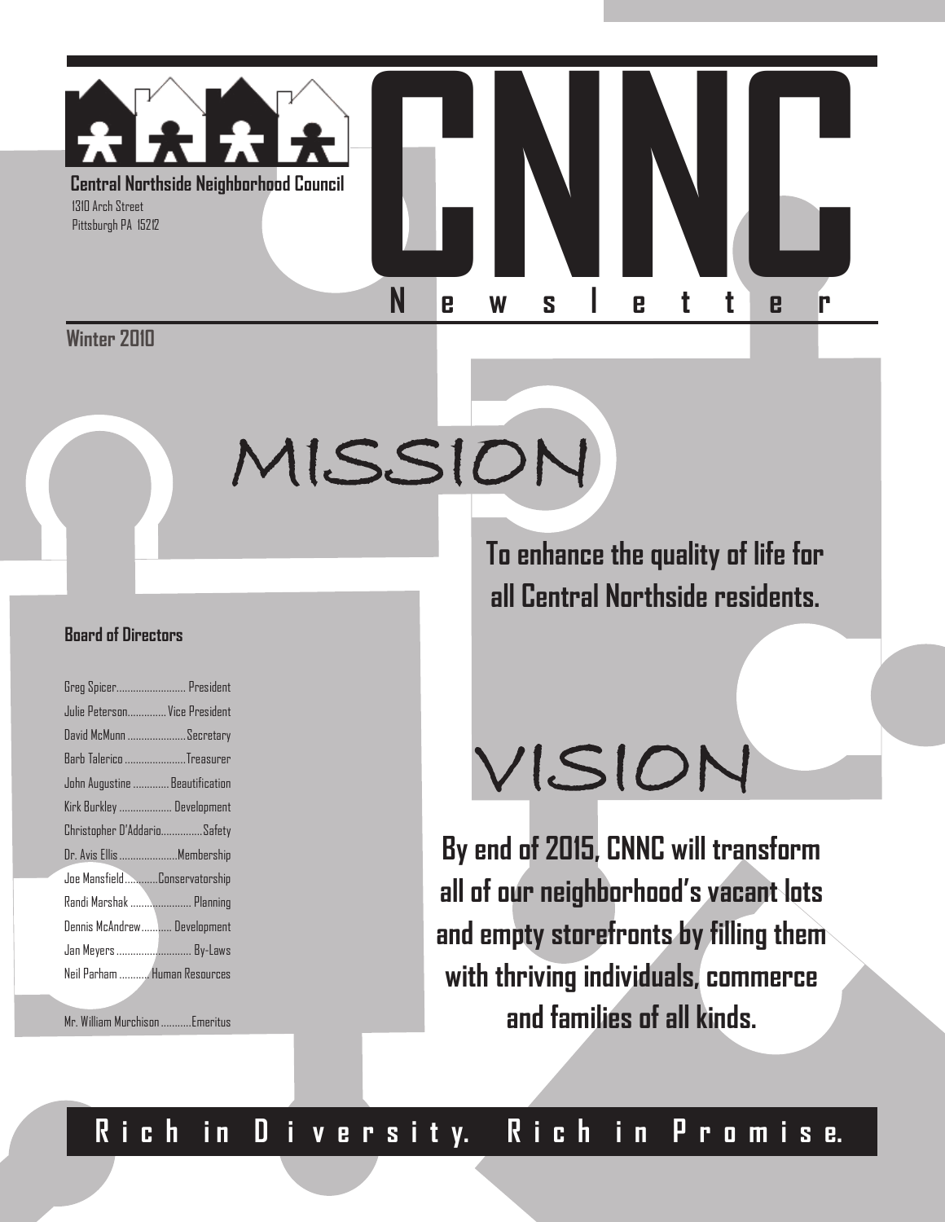**Central Northside Neighborhood Council**
1310 Arch Street
Pittsburgh PA 15212

# CNNC Newsletter

**Winter 2010**

## MISSION

**To enhance the quality of life for all Central Northside residents.**

### Board of Directors

| Name | Role |
|---|---|
| Greg Spicer | President |
| Julie Peterson | Vice President |
| David McMunn | Secretary |
| Barb Talerico | Treasurer |
| John Augustine | Beautification |
| Kirk Burkley | Development |
| Christopher D'Addario | Safety |
| Dr. Avis Ellis | Membership |
| Joe Mansfield | Conservatorship |
| Randi Marshak | Planning |
| Dennis McAndrew | Development |
| Jan Meyers | By-Laws |
| Neil Parham | Human Resources |
| Mr. William Murchison | Emeritus |

## VISION

**By end of 2015, CNNC will transform all of our neighborhood's vacant lots and empty storefronts by filling them with thriving individuals, commerce and families of all kinds.**

**Rich in Diversity. Rich in Promise.**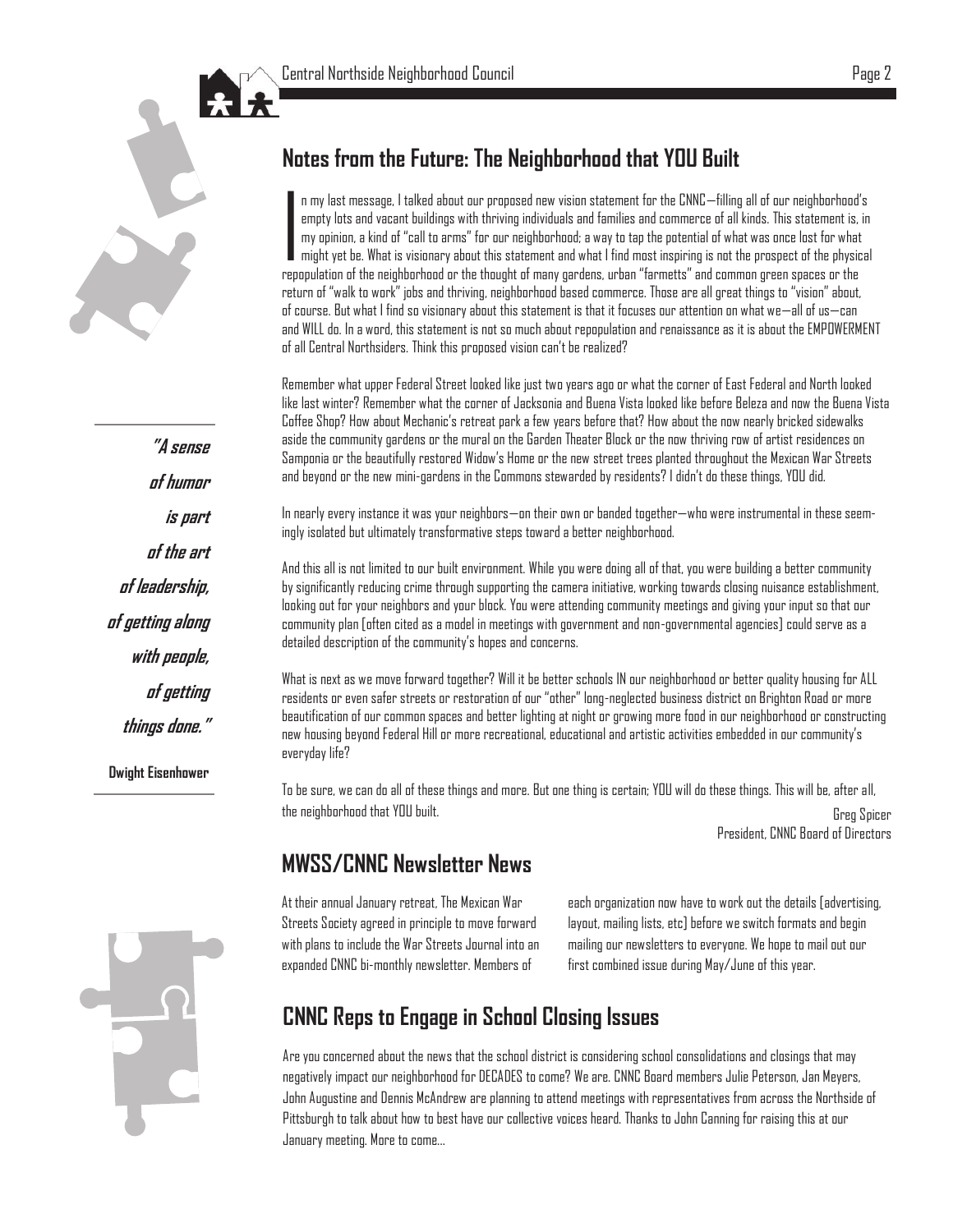## Notes from the Future: The Neighborhood that YOU Built

In my last message, I talked about our proposed new vision statement for the CNNC—filling all of our neighborhood's empty lots and vacant buildings with thriving individuals and families and commerce of all kinds. This statement is, in my opinion, a kind of "call to arms" for our neighborhood; a way to tap the potential of what was once lost for what might yet be. What is visionary about this statement and what I find most inspiring is not the prospect of the physical repopulation of the neighborhood or the thought of many gardens, urban "farmetts" and common green spaces or the return of "walk to work" jobs and thriving, neighborhood based commerce. Those are all great things to "vision" about, of course. But what I find so visionary about this statement is that it focuses our attention on what we—all of us—can and WILL do. In a word, this statement is not so much about repopulation and renaissance as it is about the EMPOWERMENT of all Central Northsiders. Think this proposed vision can't be realized?

Remember what upper Federal Street looked like just two years ago or what the corner of East Federal and North looked like last winter? Remember what the corner of Jacksonia and Buena Vista looked like before Beleza and now the Buena Vista Coffee Shop? How about Mechanic's retreat park a few years before that? How about the now nearly bricked sidewalks aside the community gardens or the mural on the Garden Theater Block or the now thriving row of artist residences on Samponia or the beautifully restored Widow's Home or the new street trees planted throughout the Mexican War Streets and beyond or the new mini-gardens in the Commons stewarded by residents? I didn't do these things, YOU did.

In nearly every instance it was your neighbors—on their own or banded together—who were instrumental in these seemingly isolated but ultimately transformative steps toward a better neighborhood.

And this all is not limited to our built environment. While you were doing all of that, you were building a better community by significantly reducing crime through supporting the camera initiative, working towards closing nuisance establishment, looking out for your neighbors and your block. You were attending community meetings and giving your input so that our community plan (often cited as a model in meetings with government and non-governmental agencies) could serve as a detailed description of the community's hopes and concerns.

What is next as we move forward together? Will it be better schools IN our neighborhood or better quality housing for ALL residents or even safer streets or restoration of our "other" long-neglected business district on Brighton Road or more beautification of our common spaces and better lighting at night or growing more food in our neighborhood or constructing new housing beyond Federal Hill or more recreational, educational and artistic activities embedded in our community's everyday life?

To be sure, we can do all of these things and more. But one thing is certain; YOU will do these things. This will be, after all, the neighborhood that YOU built.

Greg Spicer
President, CNNC Board of Directors

> ***"A sense of humor is part of the art of leadership, of getting along with people, of getting things done."***
>
> **Dwight Eisenhower**

## MWSS/CNNC Newsletter News

At their annual January retreat, The Mexican War Streets Society agreed in principle to move forward with plans to include the War Streets Journal into an expanded CNNC bi-monthly newsletter. Members of each organization now have to work out the details (advertising, layout, mailing lists, etc) before we switch formats and begin mailing our newsletters to everyone. We hope to mail out our first combined issue during May/June of this year.

## CNNC Reps to Engage in School Closing Issues

Are you concerned about the news that the school district is considering school consolidations and closings that may negatively impact our neighborhood for DECADES to come? We are. CNNC Board members Julie Peterson, Jan Meyers, John Augustine and Dennis McAndrew are planning to attend meetings with representatives from across the Northside of Pittsburgh to talk about how to best have our collective voices heard. Thanks to John Canning for raising this at our January meeting. More to come...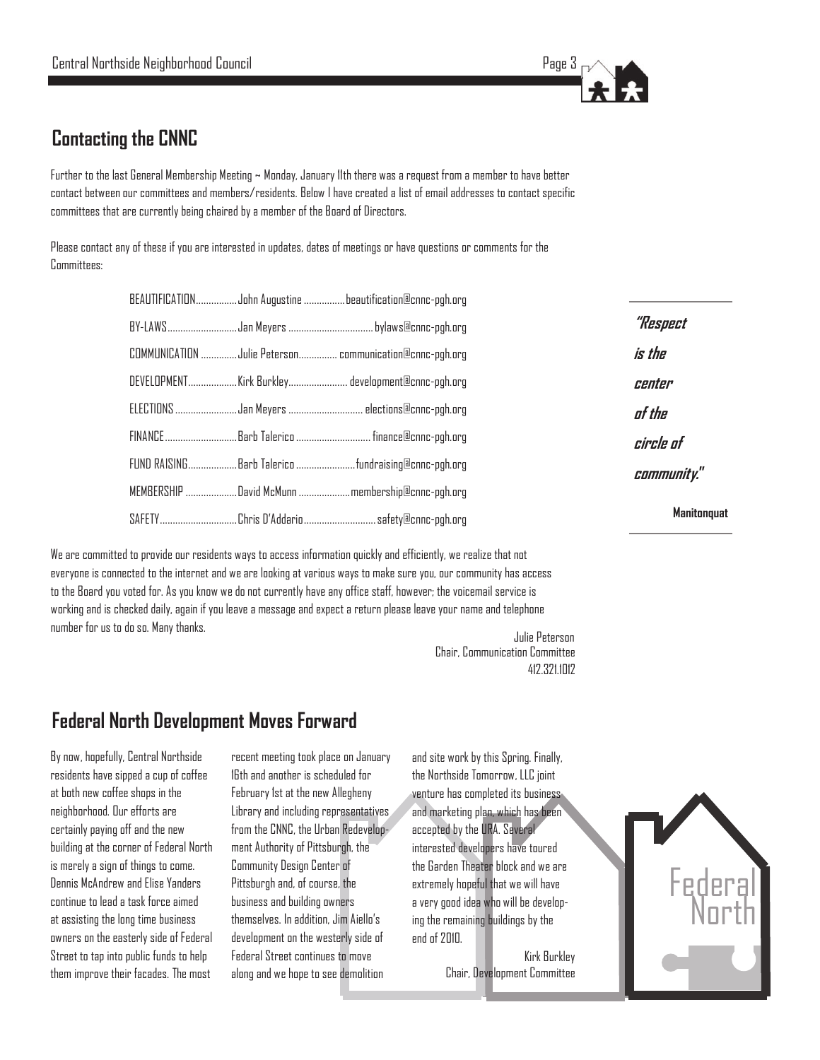## Contacting the CNNC

Further to the last General Membership Meeting ~ Monday, January 11th there was a request from a member to have better contact between our committees and members/residents. Below I have created a list of email addresses to contact specific committees that are currently being chaired by a member of the Board of Directors.

Please contact any of these if you are interested in updates, dates of meetings or have questions or comments for the Committees:

| Committee | Chair | Email |
|---|---|---|
| BEAUTIFICATION | John Augustine | beautification@cnnc-pgh.org |
| BY-LAWS | Jan Meyers | bylaws@cnnc-pgh.org |
| COMMUNICATION | Julie Peterson | communication@cnnc-pgh.org |
| DEVELOPMENT | Kirk Burkley | development@cnnc-pgh.org |
| ELECTIONS | Jan Meyers | elections@cnnc-pgh.org |
| FINANCE | Barb Talerico | finance@cnnc-pgh.org |
| FUND RAISING | Barb Talerico | fundraising@cnnc-pgh.org |
| MEMBERSHIP | David McMunn | membership@cnnc-pgh.org |
| SAFETY | Chris D'Addario | safety@cnnc-pgh.org |

*"Respect is the center of the circle of community."*

**Manitonquat**

We are committed to provide our residents ways to access information quickly and efficiently, we realize that not everyone is connected to the internet and we are looking at various ways to make sure you, our community has access to the Board you voted for. As you know we do not currently have any office staff, however; the voicemail service is working and is checked daily, again if you leave a message and expect a return please leave your name and telephone number for us to do so. Many thanks.

Julie Peterson
Chair, Communication Committee
412.321.1012

## Federal North Development Moves Forward

By now, hopefully, Central Northside residents have sipped a cup of coffee at both new coffee shops in the neighborhood. Our efforts are certainly paying off and the new building at the corner of Federal North is merely a sign of things to come. Dennis McAndrew and Elise Yanders continue to lead a task force aimed at assisting the long time business owners on the easterly side of Federal Street to tap into public funds to help them improve their facades. The most recent meeting took place on January 16th and another is scheduled for February 1st at the new Allegheny Library and including representatives from the CNNC, the Urban Redevelopment Authority of Pittsburgh, the Community Design Center of Pittsburgh and, of course, the business and building owners themselves. In addition, Jim Aiello's development on the westerly side of Federal Street continues to move along and we hope to see demolition and site work by this Spring. Finally, the Northside Tomorrow, LLC joint venture has completed its business and marketing plan, which has been accepted by the URA. Several interested developers have toured the Garden Theater block and we are extremely hopeful that we will have a very good idea who will be developing the remaining buildings by the end of 2010.

Kirk Burkley
Chair, Development Committee

Federal North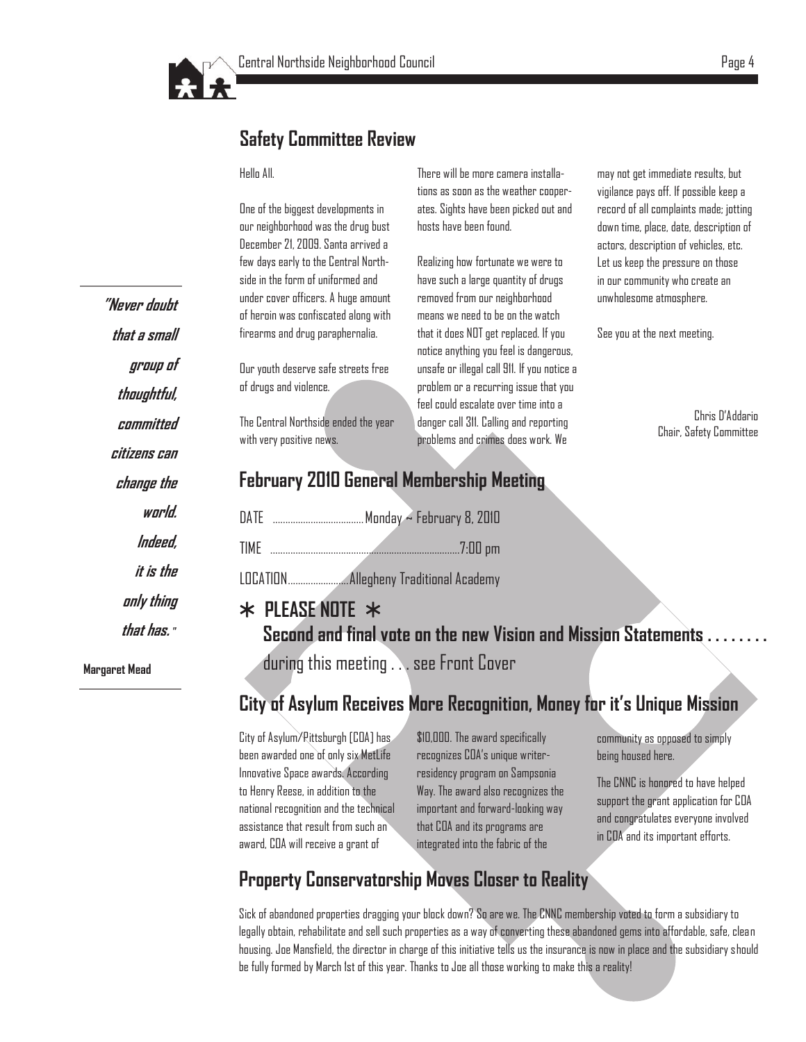## Safety Committee Review

Hello All.

One of the biggest developments in our neighborhood was the drug bust December 21, 2009. Santa arrived a few days early to the Central Northside in the form of uniformed and under cover officers. A huge amount of heroin was confiscated along with firearms and drug paraphernalia.

Our youth deserve safe streets free of drugs and violence.

The Central Northside ended the year with very positive news.

There will be more camera installations as soon as the weather cooperates. Sights have been picked out and hosts have been found.

Realizing how fortunate we were to have such a large quantity of drugs removed from our neighborhood means we need to be on the watch that it does NOT get replaced. If you notice anything you feel is dangerous, unsafe or illegal call 911. If you notice a problem or a recurring issue that you feel could escalate over time into a danger call 311. Calling and reporting problems and crimes does work. We may not get immediate results, but vigilance pays off. If possible keep a record of all complaints made; jotting down time, place, date, description of actors, description of vehicles, etc. Let us keep the pressure on those in our community who create an unwholesome atmosphere.

See you at the next meeting.

Chris D'Addario
Chair, Safety Committee

***"Never doubt that a small group of thoughtful, committed citizens can change the world. Indeed, it is the only thing that has."***

**Margaret Mead**

## February 2010 General Membership Meeting

DATE ....................................Monday ~ February 8, 2010

TIME ...........................................................................7:00 pm

LOCATION.........................Allegheny Traditional Academy

**∗ PLEASE NOTE ∗**

**Second and final vote on the new Vision and Mission Statements . . . . . . . .** during this meeting . . . see Front Cover

## City of Asylum Receives More Recognition, Money for it's Unique Mission

City of Asylum/Pittsburgh (COA) has been awarded one of only six MetLife Innovative Space awards. According to Henry Reese, in addition to the national recognition and the technical assistance that result from such an award, COA will receive a grant of $10,000. The award specifically recognizes COA's unique writer-residency program on Sampsonia Way. The award also recognizes the important and forward-looking way that COA and its programs are integrated into the fabric of the community as opposed to simply being housed here.

The CNNC is honored to have helped support the grant application for COA and congratulates everyone involved in COA and its important efforts.

## Property Conservatorship Moves Closer to Reality

Sick of abandoned properties dragging your block down? So are we. The CNNC membership voted to form a subsidiary to legally obtain, rehabilitate and sell such properties as a way of converting these abandoned gems into affordable, safe, clean housing. Joe Mansfield, the director in charge of this initiative tells us the insurance is now in place and the subsidiary should be fully formed by March 1st of this year. Thanks to Joe all those working to make this a reality!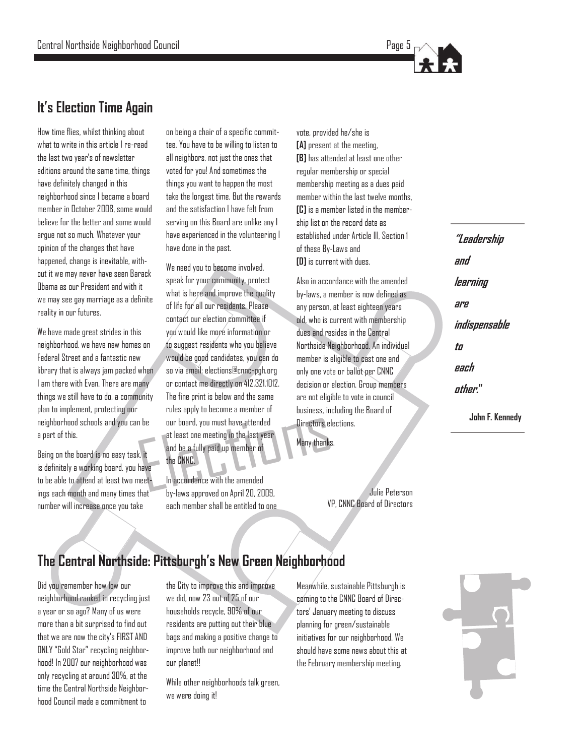## It's Election Time Again

How time flies, whilst thinking about what to write in this article I re-read the last two year's of newsletter editions around the same time, things have definitely changed in this neighborhood since I became a board member in October 2008, some would believe for the better and some would argue not so much. Whatever your opinion of the changes that have happened, change is inevitable, without it we may never have seen Barack Obama as our President and with it we may see gay marriage as a definite reality in our futures.

We have made great strides in this neighborhood, we have new homes on Federal Street and a fantastic new library that is always jam packed when I am there with Evan. There are many things we still have to do, a community plan to implement, protecting our neighborhood schools and you can be a part of this.

Being on the board is no easy task, it is definitely a working board, you have to be able to attend at least two meetings each month and many times that number will increase once you take on being a chair of a specific committee. You have to be willing to listen to all neighbors, not just the ones that voted for you! And sometimes the things you want to happen the most take the longest time. But the rewards and the satisfaction I have felt from serving on this Board are unlike any I have experienced in the volunteering I have done in the past.

We need you to become involved, speak for your community, protect what is here and improve the quality of life for all our residents. Please contact our election committee if you would like more information or to suggest residents who you believe would be good candidates, you can do so via email: elections@cnnc-pgh.org or contact me directly on 412.321.1012. The fine print is below and the same rules apply to become a member of our board, you must have attended at least one meeting in the last year and be a fully paid up member of the CNNC.

In accordance with the amended by-laws approved on April 20, 2009, each member shall be entitled to one vote, provided he/she is

**[A]** present at the meeting,
**[B]** has attended at least one other regular membership or special membership meeting as a dues paid member within the last twelve months,
**[C]** is a member listed in the membership list on the record date as established under Article III, Section I of these By-Laws and
**[D]** is current with dues.

Also in accordance with the amended by-laws, a member is now defined as any person, at least eighteen years old, who is current with membership dues and resides in the Central Northside Neighborhood. An individual member is eligible to cast one and only one vote or ballot per CNNC decision or election. Group members are not eligible to vote in council business, including the Board of Directors elections.

Many thanks.

Julie Peterson
VP, CNNC Board of Directors

Elections

> ***"Leadership and learning are indispensable to each other."***
>
> **John F. Kennedy**

## The Central Northside: Pittsburgh's New Green Neighborhood

Did you remember how low our neighborhood ranked in recycling just a year or so ago? Many of us were more than a bit surprised to find out that we are now the city's FIRST AND ONLY "Gold Star" recycling neighborhood! In 2007 our neighborhood was only recycling at around 30%, at the time the Central Northside Neighborhood Council made a commitment to the City to improve this and improve we did, now 23 out of 25 of our households recycle, 90% of our residents are putting out their blue bags and making a positive change to improve both our neighborhood and our planet!!

While other neighborhoods talk green, we were doing it!

Meanwhile, sustainable Pittsburgh is coming to the CNNC Board of Directors' January meeting to discuss planning for green/sustainable initiatives for our neighborhood. We should have some news about this at the February membership meeting.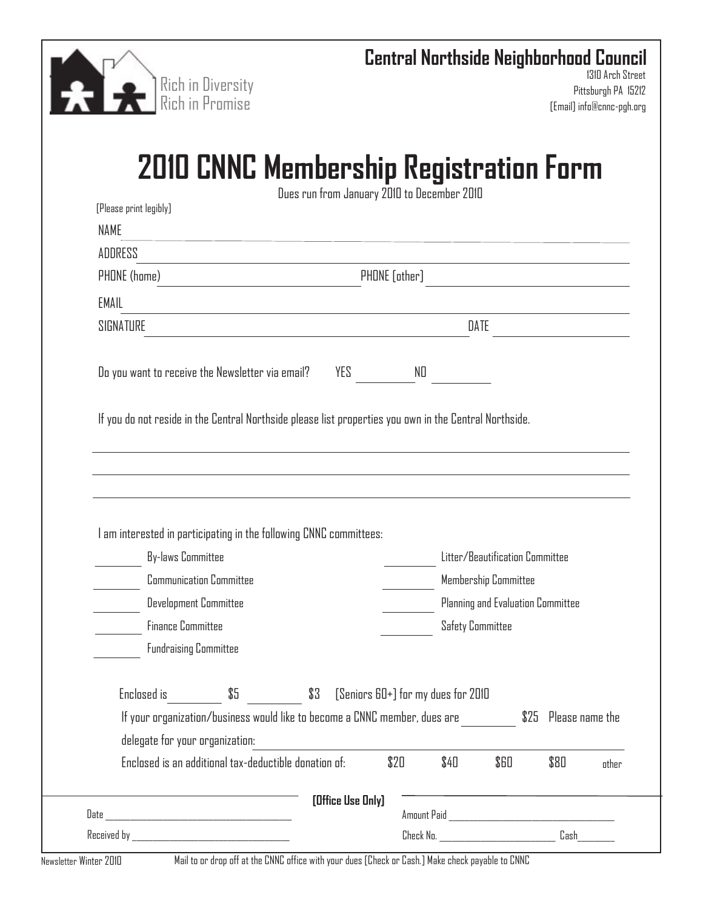Rich in Diversity
Rich in Promise

**Central Northside Neighborhood Council**
1310 Arch Street
Pittsburgh PA 15212
[Email] info@cnnc-pgh.org

# 2010 CNNC Membership Registration Form

Dues run from January 2010 to December 2010

[Please print legibly]

NAME ______________________________________________

ADDRESS ______________________________________________

PHONE (home) ______________________ PHONE [other] ______________________

EMAIL ______________________________________________

SIGNATURE ______________________________ DATE ______________

Do you want to receive the Newsletter via email? YES ________ NO ________

If you do not reside in the Central Northside please list properties you own in the Central Northside.

______________________________________________

______________________________________________

______________________________________________

I am interested in participating in the following CNNC committees:

________ By-laws Committee
________ Communication Committee
________ Development Committee
________ Finance Committee
________ Fundraising Committee
________ Litter/Beautification Committee
________ Membership Committee
________ Planning and Evaluation Committee
________ Safety Committee

Enclosed is ________ $5 ________ $3 [Seniors 60+] for my dues for 2010

If your organization/business would like to become a CNNC member, dues are ________ $25 Please name the delegate for your organization: ______________________________

Enclosed is an additional tax-deductible donation of: $20 $40 $60 $80 other

**[Office Use Only]**

Date ______________________ Amount Paid ______________________

Received by ______________________ Check No. ______________ Cash ________

Newsletter Winter 2010

Mail to or drop off at the CNNC office with your dues [Check or Cash.] Make check payable to CNNC